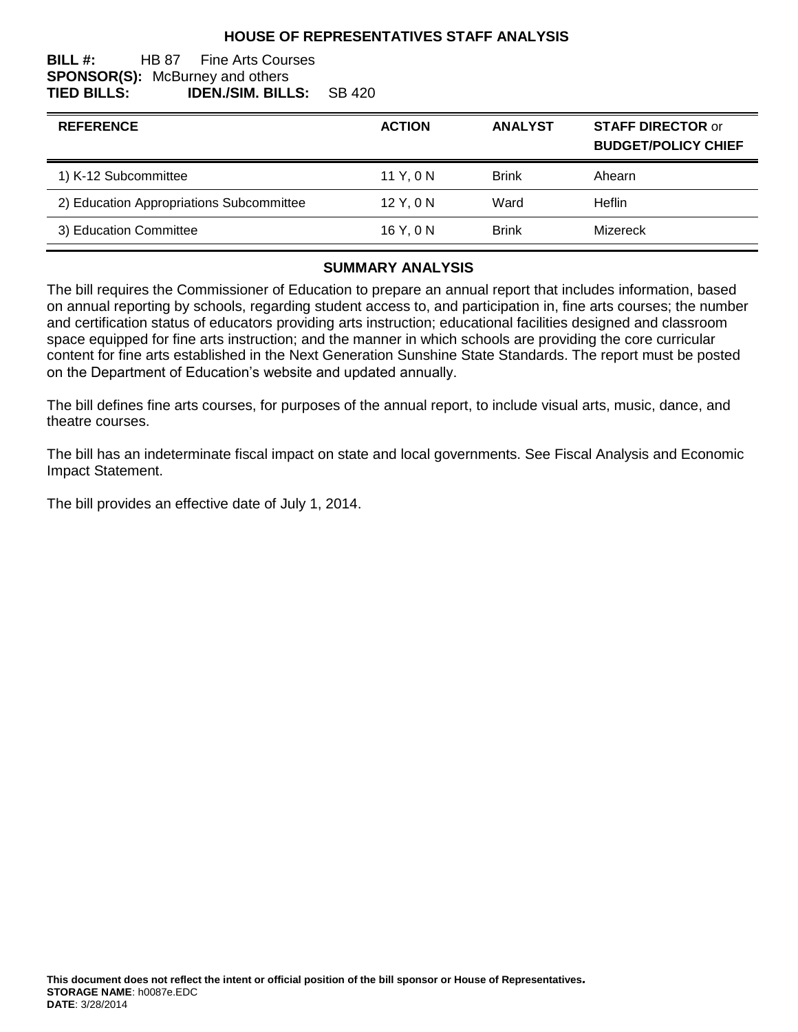# HOUSE OF REPRESENTATIVES STAFF ANALYSIS

**BILL #:** HB 87 Fine Arts Courses
**SPONSOR(S):** McBurney and others
**TIED BILLS:** **IDEN./SIM. BILLS:** SB 420

| REFERENCE | ACTION | ANALYST | STAFF DIRECTOR or BUDGET/POLICY CHIEF |
|---|---|---|---|
| 1) K-12 Subcommittee | 11 Y, 0 N | Brink | Ahearn |
| 2) Education Appropriations Subcommittee | 12 Y, 0 N | Ward | Heflin |
| 3) Education Committee | 16 Y, 0 N | Brink | Mizereck |

## SUMMARY ANALYSIS

The bill requires the Commissioner of Education to prepare an annual report that includes information, based on annual reporting by schools, regarding student access to, and participation in, fine arts courses; the number and certification status of educators providing arts instruction; educational facilities designed and classroom space equipped for fine arts instruction; and the manner in which schools are providing the core curricular content for fine arts established in the Next Generation Sunshine State Standards. The report must be posted on the Department of Education's website and updated annually.

The bill defines fine arts courses, for purposes of the annual report, to include visual arts, music, dance, and theatre courses.

The bill has an indeterminate fiscal impact on state and local governments. See Fiscal Analysis and Economic Impact Statement.

The bill provides an effective date of July 1, 2014.

**This document does not reflect the intent or official position of the bill sponsor or House of Representatives.**
**STORAGE NAME**: h0087e.EDC
**DATE**: 3/28/2014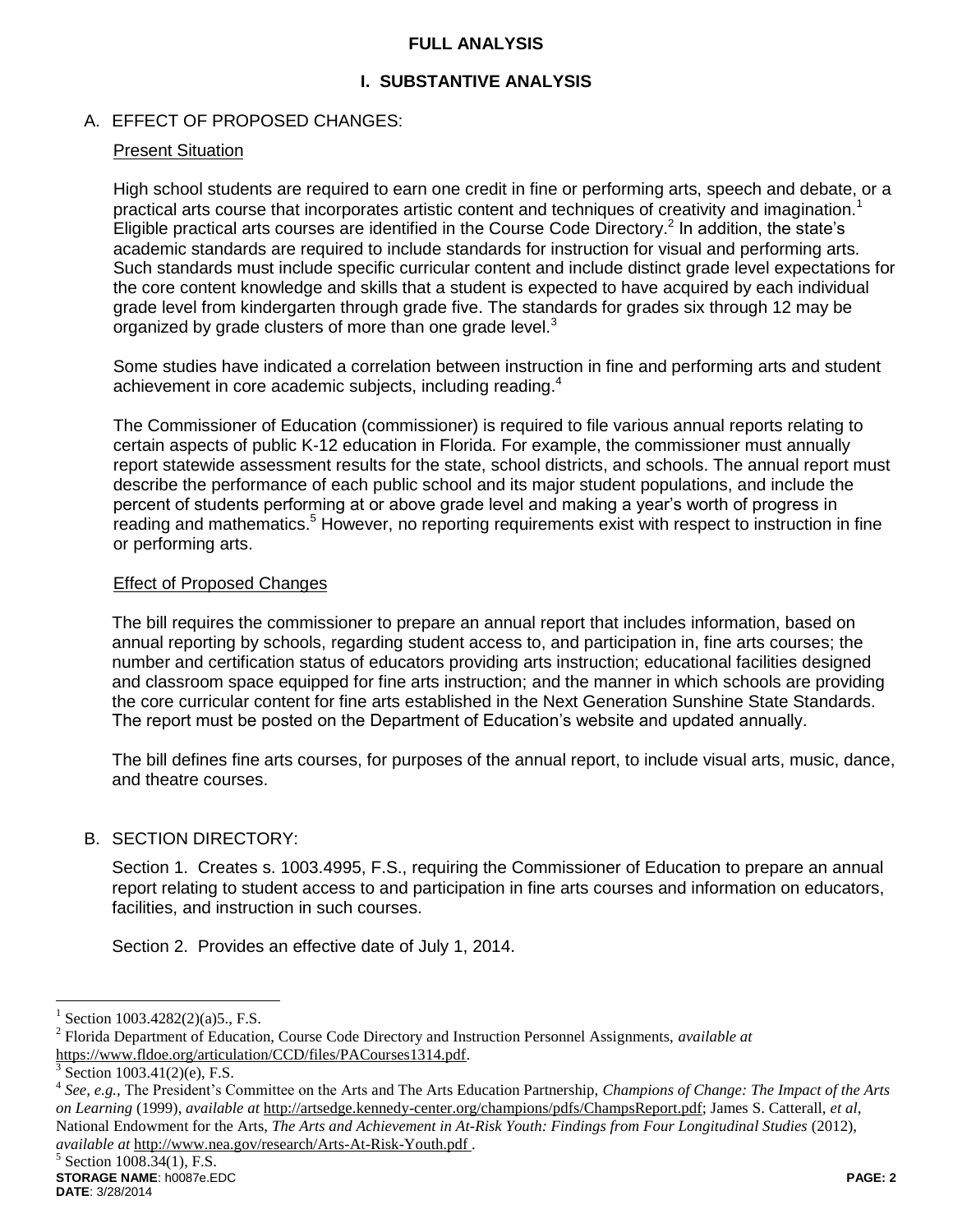## FULL ANALYSIS

### I. SUBSTANTIVE ANALYSIS

A. EFFECT OF PROPOSED CHANGES:

Present Situation

High school students are required to earn one credit in fine or performing arts, speech and debate, or a practical arts course that incorporates artistic content and techniques of creativity and imagination.[1] Eligible practical arts courses are identified in the Course Code Directory.[2] In addition, the state's academic standards are required to include standards for instruction for visual and performing arts. Such standards must include specific curricular content and include distinct grade level expectations for the core content knowledge and skills that a student is expected to have acquired by each individual grade level from kindergarten through grade five. The standards for grades six through 12 may be organized by grade clusters of more than one grade level.[3]

Some studies have indicated a correlation between instruction in fine and performing arts and student achievement in core academic subjects, including reading.[4]

The Commissioner of Education (commissioner) is required to file various annual reports relating to certain aspects of public K-12 education in Florida. For example, the commissioner must annually report statewide assessment results for the state, school districts, and schools. The annual report must describe the performance of each public school and its major student populations, and include the percent of students performing at or above grade level and making a year's worth of progress in reading and mathematics.[5] However, no reporting requirements exist with respect to instruction in fine or performing arts.

Effect of Proposed Changes

The bill requires the commissioner to prepare an annual report that includes information, based on annual reporting by schools, regarding student access to, and participation in, fine arts courses; the number and certification status of educators providing arts instruction; educational facilities designed and classroom space equipped for fine arts instruction; and the manner in which schools are providing the core curricular content for fine arts established in the Next Generation Sunshine State Standards. The report must be posted on the Department of Education's website and updated annually.

The bill defines fine arts courses, for purposes of the annual report, to include visual arts, music, dance, and theatre courses.

B. SECTION DIRECTORY:

Section 1. Creates s. 1003.4995, F.S., requiring the Commissioner of Education to prepare an annual report relating to student access to and participation in fine arts courses and information on educators, facilities, and instruction in such courses.

Section 2. Provides an effective date of July 1, 2014.

---

[1] Section 1003.4282(2)(a)5., F.S.

[2] Florida Department of Education, Course Code Directory and Instruction Personnel Assignments, *available at* https://www.fldoe.org/articulation/CCD/files/PACourses1314.pdf.

[3] Section 1003.41(2)(e), F.S.

[4] *See, e.g.,* The President's Committee on the Arts and The Arts Education Partnership, *Champions of Change: The Impact of the Arts on Learning* (1999), *available at* http://artsedge.kennedy-center.org/champions/pdfs/ChampsReport.pdf; James S. Catterall, *et al*, National Endowment for the Arts, *The Arts and Achievement in At-Risk Youth: Findings from Four Longitudinal Studies* (2012), *available at* http://www.nea.gov/research/Arts-At-Risk-Youth.pdf .

[5] Section 1008.34(1), F.S.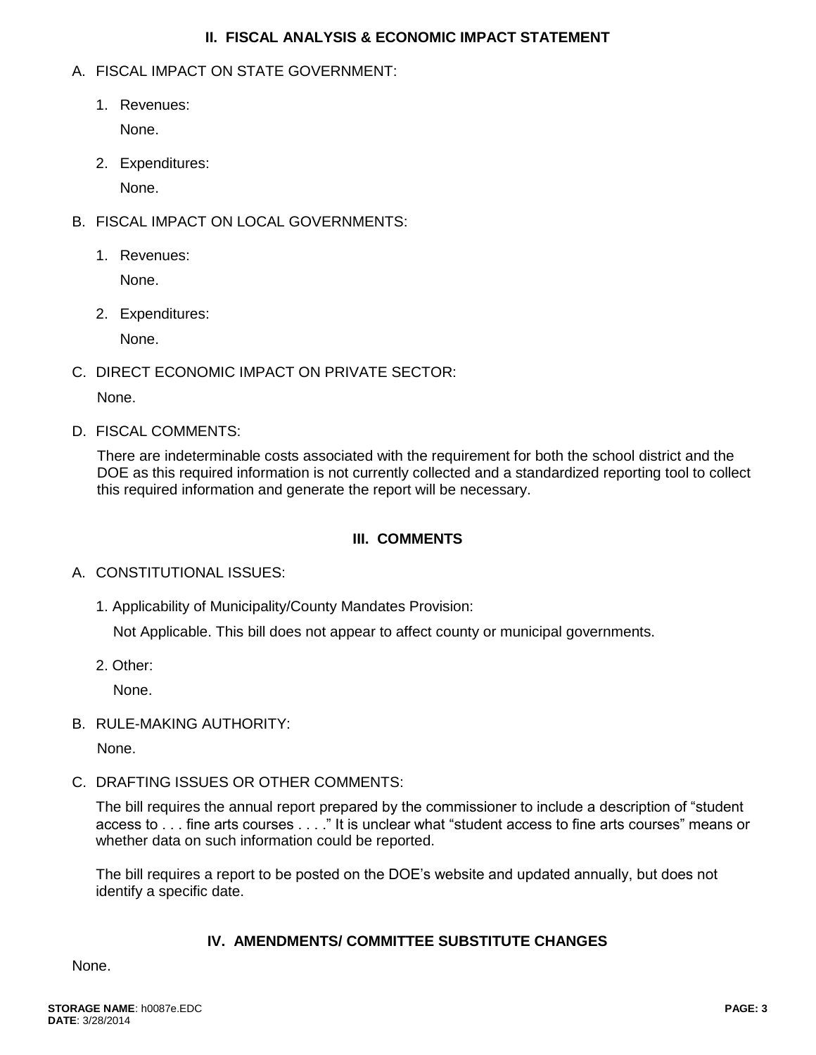## II. FISCAL ANALYSIS & ECONOMIC IMPACT STATEMENT

A. FISCAL IMPACT ON STATE GOVERNMENT:

1. Revenues:

   None.

2. Expenditures:

   None.

B. FISCAL IMPACT ON LOCAL GOVERNMENTS:

1. Revenues:

   None.

2. Expenditures:

   None.

C. DIRECT ECONOMIC IMPACT ON PRIVATE SECTOR:

None.

D. FISCAL COMMENTS:

There are indeterminable costs associated with the requirement for both the school district and the DOE as this required information is not currently collected and a standardized reporting tool to collect this required information and generate the report will be necessary.

## III. COMMENTS

A. CONSTITUTIONAL ISSUES:

1. Applicability of Municipality/County Mandates Provision:

   Not Applicable. This bill does not appear to affect county or municipal governments.

2. Other:

   None.

B. RULE-MAKING AUTHORITY:

None.

C. DRAFTING ISSUES OR OTHER COMMENTS:

The bill requires the annual report prepared by the commissioner to include a description of "student access to . . . fine arts courses . . . ." It is unclear what "student access to fine arts courses" means or whether data on such information could be reported.

The bill requires a report to be posted on the DOE's website and updated annually, but does not identify a specific date.

## IV. AMENDMENTS/ COMMITTEE SUBSTITUTE CHANGES

None.